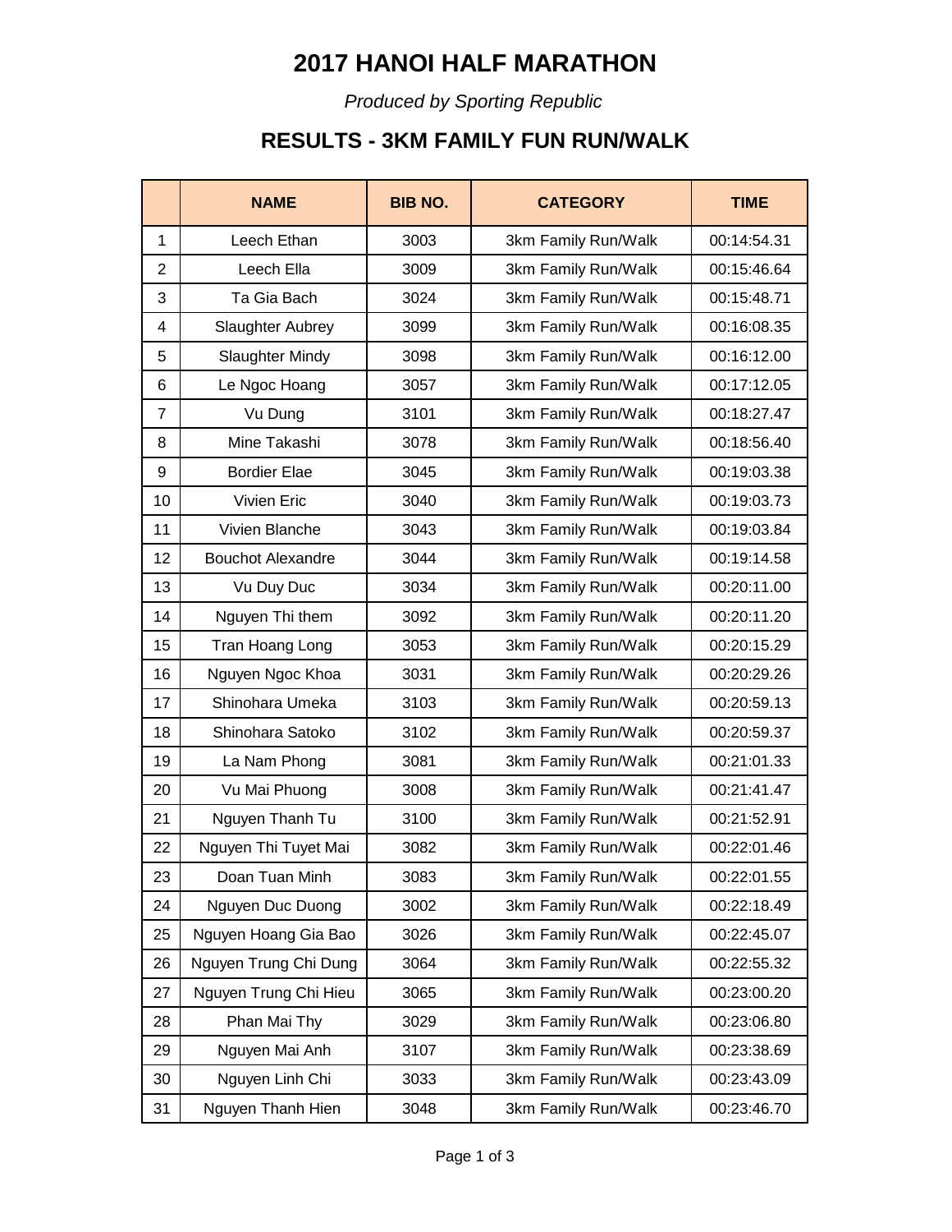# 2017 HANOI HALF MARATHON

*Produced by Sporting Republic*

## RESULTS - 3KM FAMILY FUN RUN/WALK

| | NAME | BIB NO. | CATEGORY | TIME |
|---|---|---|---|---|
| 1 | Leech Ethan | 3003 | 3km Family Run/Walk | 00:14:54.31 |
| 2 | Leech Ella | 3009 | 3km Family Run/Walk | 00:15:46.64 |
| 3 | Ta Gia Bach | 3024 | 3km Family Run/Walk | 00:15:48.71 |
| 4 | Slaughter Aubrey | 3099 | 3km Family Run/Walk | 00:16:08.35 |
| 5 | Slaughter Mindy | 3098 | 3km Family Run/Walk | 00:16:12.00 |
| 6 | Le Ngoc Hoang | 3057 | 3km Family Run/Walk | 00:17:12.05 |
| 7 | Vu Dung | 3101 | 3km Family Run/Walk | 00:18:27.47 |
| 8 | Mine Takashi | 3078 | 3km Family Run/Walk | 00:18:56.40 |
| 9 | Bordier Elae | 3045 | 3km Family Run/Walk | 00:19:03.38 |
| 10 | Vivien Eric | 3040 | 3km Family Run/Walk | 00:19:03.73 |
| 11 | Vivien Blanche | 3043 | 3km Family Run/Walk | 00:19:03.84 |
| 12 | Bouchot Alexandre | 3044 | 3km Family Run/Walk | 00:19:14.58 |
| 13 | Vu Duy Duc | 3034 | 3km Family Run/Walk | 00:20:11.00 |
| 14 | Nguyen Thi them | 3092 | 3km Family Run/Walk | 00:20:11.20 |
| 15 | Tran Hoang Long | 3053 | 3km Family Run/Walk | 00:20:15.29 |
| 16 | Nguyen Ngoc Khoa | 3031 | 3km Family Run/Walk | 00:20:29.26 |
| 17 | Shinohara Umeka | 3103 | 3km Family Run/Walk | 00:20:59.13 |
| 18 | Shinohara Satoko | 3102 | 3km Family Run/Walk | 00:20:59.37 |
| 19 | La Nam Phong | 3081 | 3km Family Run/Walk | 00:21:01.33 |
| 20 | Vu Mai Phuong | 3008 | 3km Family Run/Walk | 00:21:41.47 |
| 21 | Nguyen Thanh Tu | 3100 | 3km Family Run/Walk | 00:21:52.91 |
| 22 | Nguyen Thi Tuyet Mai | 3082 | 3km Family Run/Walk | 00:22:01.46 |
| 23 | Doan Tuan Minh | 3083 | 3km Family Run/Walk | 00:22:01.55 |
| 24 | Nguyen Duc Duong | 3002 | 3km Family Run/Walk | 00:22:18.49 |
| 25 | Nguyen Hoang Gia Bao | 3026 | 3km Family Run/Walk | 00:22:45.07 |
| 26 | Nguyen Trung Chi Dung | 3064 | 3km Family Run/Walk | 00:22:55.32 |
| 27 | Nguyen Trung Chi Hieu | 3065 | 3km Family Run/Walk | 00:23:00.20 |
| 28 | Phan Mai Thy | 3029 | 3km Family Run/Walk | 00:23:06.80 |
| 29 | Nguyen Mai Anh | 3107 | 3km Family Run/Walk | 00:23:38.69 |
| 30 | Nguyen Linh Chi | 3033 | 3km Family Run/Walk | 00:23:43.09 |
| 31 | Nguyen Thanh Hien | 3048 | 3km Family Run/Walk | 00:23:46.70 |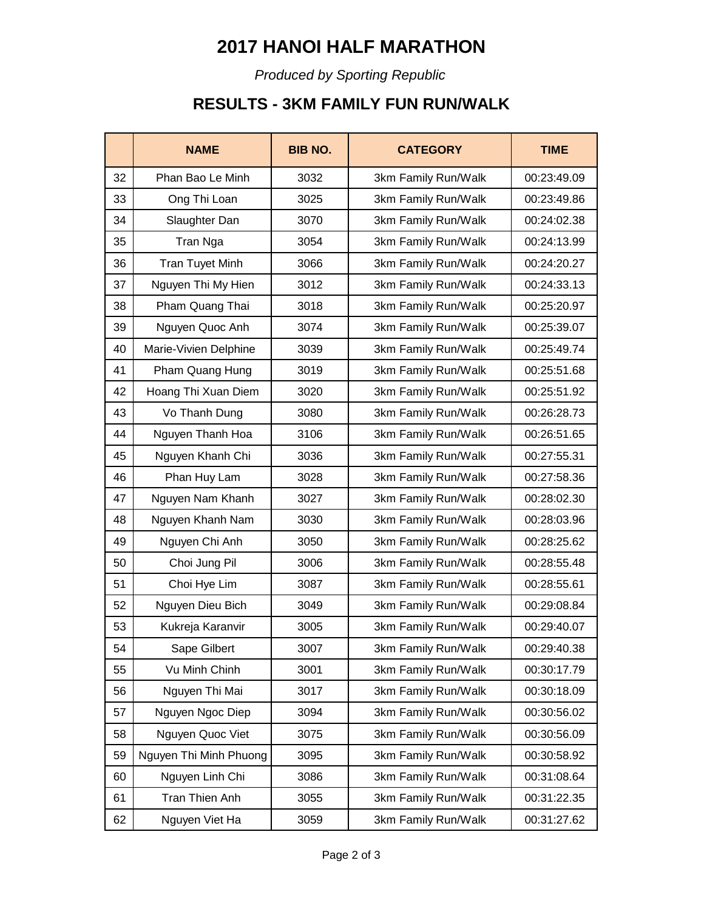# 2017 HANOI HALF MARATHON

*Produced by Sporting Republic*

## RESULTS - 3KM FAMILY FUN RUN/WALK

| | NAME | BIB NO. | CATEGORY | TIME |
|---|---|---|---|---|
| 32 | Phan Bao Le Minh | 3032 | 3km Family Run/Walk | 00:23:49.09 |
| 33 | Ong Thi Loan | 3025 | 3km Family Run/Walk | 00:23:49.86 |
| 34 | Slaughter Dan | 3070 | 3km Family Run/Walk | 00:24:02.38 |
| 35 | Tran Nga | 3054 | 3km Family Run/Walk | 00:24:13.99 |
| 36 | Tran Tuyet Minh | 3066 | 3km Family Run/Walk | 00:24:20.27 |
| 37 | Nguyen Thi My Hien | 3012 | 3km Family Run/Walk | 00:24:33.13 |
| 38 | Pham Quang Thai | 3018 | 3km Family Run/Walk | 00:25:20.97 |
| 39 | Nguyen Quoc Anh | 3074 | 3km Family Run/Walk | 00:25:39.07 |
| 40 | Marie-Vivien Delphine | 3039 | 3km Family Run/Walk | 00:25:49.74 |
| 41 | Pham Quang Hung | 3019 | 3km Family Run/Walk | 00:25:51.68 |
| 42 | Hoang Thi Xuan Diem | 3020 | 3km Family Run/Walk | 00:25:51.92 |
| 43 | Vo Thanh Dung | 3080 | 3km Family Run/Walk | 00:26:28.73 |
| 44 | Nguyen Thanh Hoa | 3106 | 3km Family Run/Walk | 00:26:51.65 |
| 45 | Nguyen Khanh Chi | 3036 | 3km Family Run/Walk | 00:27:55.31 |
| 46 | Phan Huy Lam | 3028 | 3km Family Run/Walk | 00:27:58.36 |
| 47 | Nguyen Nam Khanh | 3027 | 3km Family Run/Walk | 00:28:02.30 |
| 48 | Nguyen Khanh Nam | 3030 | 3km Family Run/Walk | 00:28:03.96 |
| 49 | Nguyen Chi Anh | 3050 | 3km Family Run/Walk | 00:28:25.62 |
| 50 | Choi Jung Pil | 3006 | 3km Family Run/Walk | 00:28:55.48 |
| 51 | Choi Hye Lim | 3087 | 3km Family Run/Walk | 00:28:55.61 |
| 52 | Nguyen Dieu Bich | 3049 | 3km Family Run/Walk | 00:29:08.84 |
| 53 | Kukreja Karanvir | 3005 | 3km Family Run/Walk | 00:29:40.07 |
| 54 | Sape Gilbert | 3007 | 3km Family Run/Walk | 00:29:40.38 |
| 55 | Vu Minh Chinh | 3001 | 3km Family Run/Walk | 00:30:17.79 |
| 56 | Nguyen Thi Mai | 3017 | 3km Family Run/Walk | 00:30:18.09 |
| 57 | Nguyen Ngoc Diep | 3094 | 3km Family Run/Walk | 00:30:56.02 |
| 58 | Nguyen Quoc Viet | 3075 | 3km Family Run/Walk | 00:30:56.09 |
| 59 | Nguyen Thi Minh Phuong | 3095 | 3km Family Run/Walk | 00:30:58.92 |
| 60 | Nguyen Linh Chi | 3086 | 3km Family Run/Walk | 00:31:08.64 |
| 61 | Tran Thien Anh | 3055 | 3km Family Run/Walk | 00:31:22.35 |
| 62 | Nguyen Viet Ha | 3059 | 3km Family Run/Walk | 00:31:27.62 |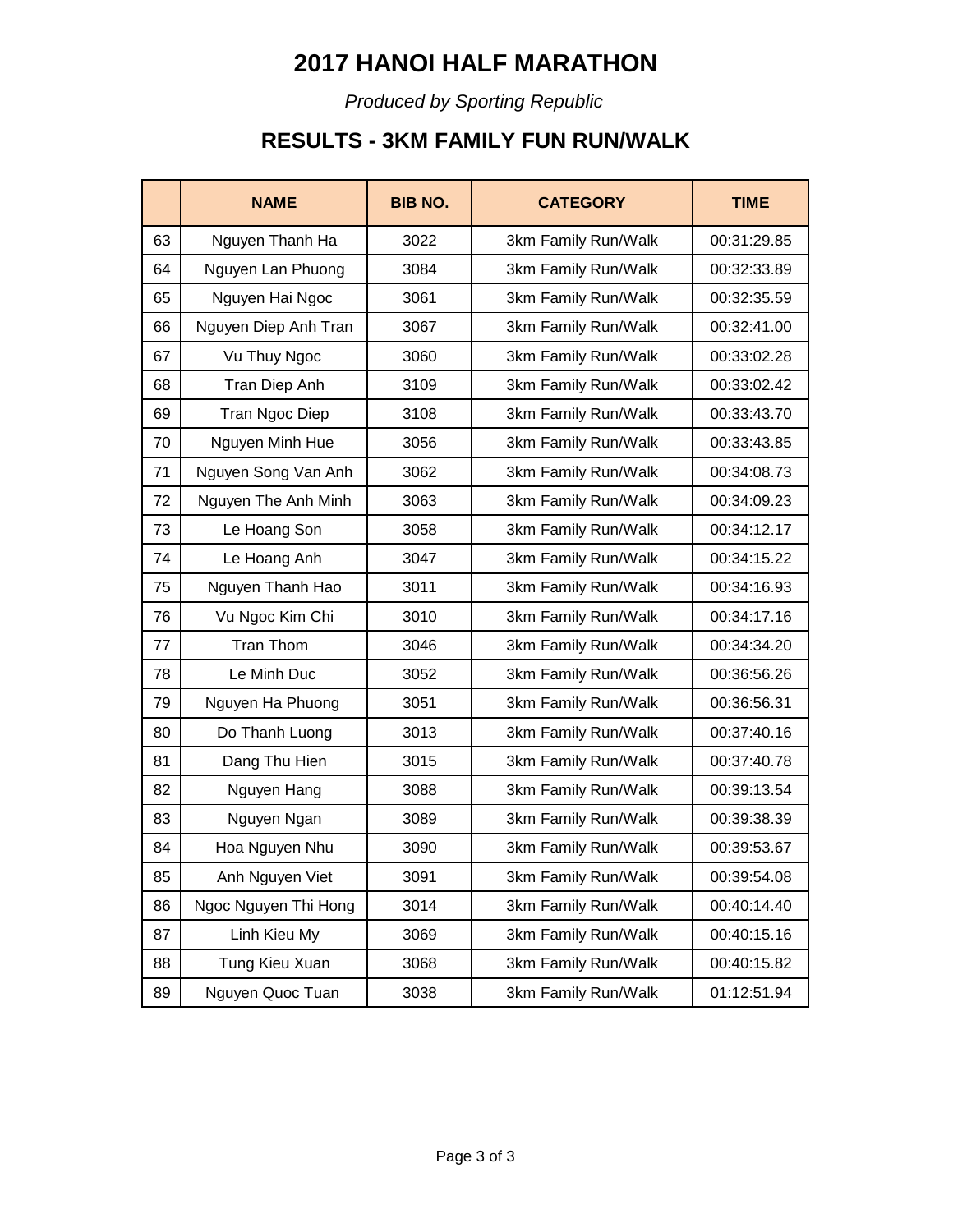# 2017 HANOI HALF MARATHON

*Produced by Sporting Republic*

## RESULTS - 3KM FAMILY FUN RUN/WALK

| | NAME | BIB NO. | CATEGORY | TIME |
|---|---|---|---|---|
| 63 | Nguyen Thanh Ha | 3022 | 3km Family Run/Walk | 00:31:29.85 |
| 64 | Nguyen Lan Phuong | 3084 | 3km Family Run/Walk | 00:32:33.89 |
| 65 | Nguyen Hai Ngoc | 3061 | 3km Family Run/Walk | 00:32:35.59 |
| 66 | Nguyen Diep Anh Tran | 3067 | 3km Family Run/Walk | 00:32:41.00 |
| 67 | Vu Thuy Ngoc | 3060 | 3km Family Run/Walk | 00:33:02.28 |
| 68 | Tran Diep Anh | 3109 | 3km Family Run/Walk | 00:33:02.42 |
| 69 | Tran Ngoc Diep | 3108 | 3km Family Run/Walk | 00:33:43.70 |
| 70 | Nguyen Minh Hue | 3056 | 3km Family Run/Walk | 00:33:43.85 |
| 71 | Nguyen Song Van Anh | 3062 | 3km Family Run/Walk | 00:34:08.73 |
| 72 | Nguyen The Anh Minh | 3063 | 3km Family Run/Walk | 00:34:09.23 |
| 73 | Le Hoang Son | 3058 | 3km Family Run/Walk | 00:34:12.17 |
| 74 | Le Hoang Anh | 3047 | 3km Family Run/Walk | 00:34:15.22 |
| 75 | Nguyen Thanh Hao | 3011 | 3km Family Run/Walk | 00:34:16.93 |
| 76 | Vu Ngoc Kim Chi | 3010 | 3km Family Run/Walk | 00:34:17.16 |
| 77 | Tran Thom | 3046 | 3km Family Run/Walk | 00:34:34.20 |
| 78 | Le Minh Duc | 3052 | 3km Family Run/Walk | 00:36:56.26 |
| 79 | Nguyen Ha Phuong | 3051 | 3km Family Run/Walk | 00:36:56.31 |
| 80 | Do Thanh Luong | 3013 | 3km Family Run/Walk | 00:37:40.16 |
| 81 | Dang Thu Hien | 3015 | 3km Family Run/Walk | 00:37:40.78 |
| 82 | Nguyen Hang | 3088 | 3km Family Run/Walk | 00:39:13.54 |
| 83 | Nguyen Ngan | 3089 | 3km Family Run/Walk | 00:39:38.39 |
| 84 | Hoa Nguyen Nhu | 3090 | 3km Family Run/Walk | 00:39:53.67 |
| 85 | Anh Nguyen Viet | 3091 | 3km Family Run/Walk | 00:39:54.08 |
| 86 | Ngoc Nguyen Thi Hong | 3014 | 3km Family Run/Walk | 00:40:14.40 |
| 87 | Linh Kieu My | 3069 | 3km Family Run/Walk | 00:40:15.16 |
| 88 | Tung Kieu Xuan | 3068 | 3km Family Run/Walk | 00:40:15.82 |
| 89 | Nguyen Quoc Tuan | 3038 | 3km Family Run/Walk | 01:12:51.94 |